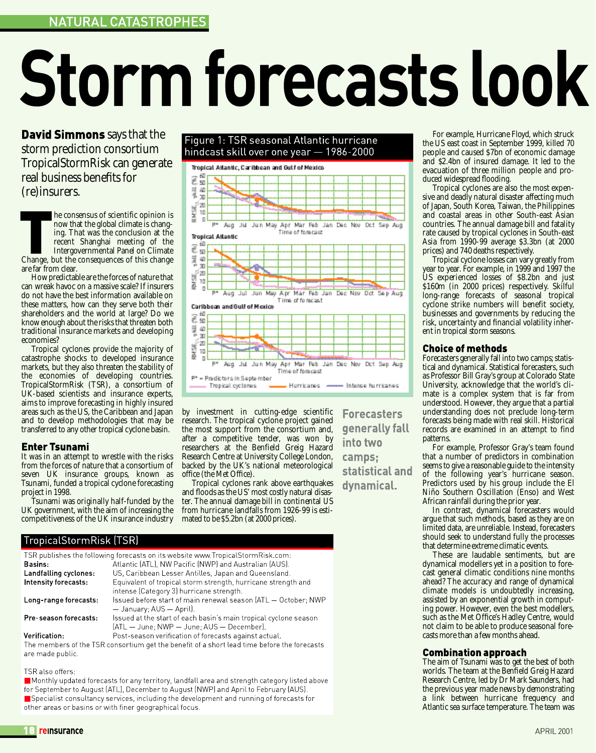# Storm forecasts look

**David Simmons** says that the storm prediction consortium TropicalStormRisk can generate real business benefits for (re)insurers.

The consensus of scientific opinion is now that the global climate is changing. That was the conclusion at the recent Shanghai meeting of the Intergovernmental Panel on Climate Change, but the consequences of this change are far from clear.

How predictable are the forces of nature that can wreak havoc on a massive scale? If insurers do not have the best information available on these matters, how can they serve both their shareholders and the world at large? Do we know enough about the risks that threaten both traditional insurance markets and developing economies?

Tropical cyclones provide the majority of catastrophe shocks to developed insurance markets, but they also threaten the stability of the economies of developing countries. TropicalStormRisk (TSR), a consortium of UK-based scientists and insurance experts, aims to improve forecasting in highly insured areas such as the US, the Caribbean and Japan and to develop methodologies that may be transferred to any other tropical cyclone basin.

## Enter Tsunami

It was in an attempt to wrestle with the risks from the forces of nature that a consortium of seven UK insurance groups, known as Tsunami, funded a tropical cyclone forecasting project in 1998.

Tsunami was originally half-funded by the UK government, with the aim of increasing the competitiveness of the UK insurance industry by investment in cutting-edge scientific research. The tropical cyclone project gained the most support from the consortium and, after a competitive tender, was won by researchers at the Benfield Greig Hazard Research Centre at University College London, backed by the UK's national meteorological office (the Met Office).

Tropical cyclones rank above earthquakes and floods as the US' most costly natural disaster. The annual damage bill in continental US from hurricane landfalls from 1926-99 is estimated to be $5.2bn (at 2000 prices).

**Figure 1: TSR seasonal Atlantic hurricane hindcast skill over one year — 1986-2000**

Tropical Atlantic, Caribbean and Gulf of Mexico

Tropical Atlantic

Caribbean and Gulf of Mexico

RMSE_cl skill (%)

0 10 20 30 40 50 60

P* Aug Jul Jun May Apr Mar Feb Jan Dec Nov Oct Sep Aug

Time of forecast

P* = Predictors in September

Tropical cyclones — Hurricanes — Intense hurricanes

**Forecasters generally fall into two camps; statistical and dynamical.**

For example, Hurricane Floyd, which struck the US east coast in September 1999, killed 70 people and caused $7bn of economic damage and $2.4bn of insured damage. It led to the evacuation of three million people and produced widespread flooding.

Tropical cyclones are also the most expensive and deadly natural disaster affecting much of Japan, South Korea, Taiwan, the Philippines and coastal areas in other South-east Asian countries. The annual damage bill and fatality rate caused by tropical cyclones in South-east Asia from 1990-99 average $3.3bn (at 2000 prices) and 740 deaths respectively.

Tropical cyclone losses can vary greatly from year to year. For example, in 1999 and 1997 the US experienced losses of $8.2bn and just $160m (in 2000 prices) respectively. Skilful long-range forecasts of seasonal tropical cyclone strike numbers will benefit society, businesses and governments by reducing the risk, uncertainty and financial volatility inherent in tropical storm seasons.

## Choice of methods

Forecasters generally fall into two camps; statistical and dynamical. Statistical forecasters, such as Professor Bill Gray's group at Colorado State University, acknowledge that the world's climate is a complex system that is far from understood. However, they argue that a partial understanding does not preclude long-term forecasts being made with real skill. Historical records are examined in an attempt to find patterns.

For example, Professor Gray's team found that a number of predictors in combination seems to give a reasonable guide to the intensity of the following year's hurricane season. Predictors used by his group include the El Niño Southern Oscillation (Enso) and West African rainfall during the prior year.

In contrast, dynamical forecasters would argue that such methods, based as they are on limited data, are unreliable. Instead, forecasters should seek to understand fully the processes that determine extreme climatic events.

These are laudable sentiments, but are dynamical modellers yet in a position to forecast general climatic conditions nine months ahead? The accuracy and range of dynamical climate models is undoubtedly increasing, assisted by an exponential growth in computing power. However, even the best modellers, such as the Met Office's Hadley Centre, would not claim to be able to produce seasonal forecasts more than a few months ahead.

## Combination approach

The aim of Tsunami was to get the best of both worlds. The team at the Benfield Greig Hazard Research Centre, led by Dr Mark Saunders, had the previous year made news by demonstrating a link between hurricane frequency and Atlantic sea surface temperature. The team was

### TropicalStormRisk (TSR)

TSR publishes the following forecasts on its website www.TropicalStormRisk.com:

| | |
|---|---|
| **Basins:** | Atlantic (ATL), NW Pacific (NWP) and Australian (AUS). |
| **Landfalling cyclones:** | US, Caribbean Lesser Antilles, Japan and Queensland. |
| **Intensity forecasts:** | Equivalent of tropical storm strength, hurricane strength and intense (Category 3) hurricane strength. |
| **Long-range forecasts:** | Issued before start of main renewal season (ATL — October; NWP — January; AUS — April). |
| **Pre-season forecasts:** | Issued at the start of each basin's main tropical cyclone season (ATL — June; NWP — June; AUS — December). |
| **Verification:** | Post-season verification of forecasts against actual. |

The members of the TSR consortium get the benefit of a short lead time before the forecasts are made public.

TSR also offers:

- Monthly updated forecasts for any territory, landfall area and strength category listed above for September to August (ATL), December to August (NWP) and April to February (AUS).
- Specialist consultancy services, including the development and running of forecasts for other areas or basins or with finer geographical focus.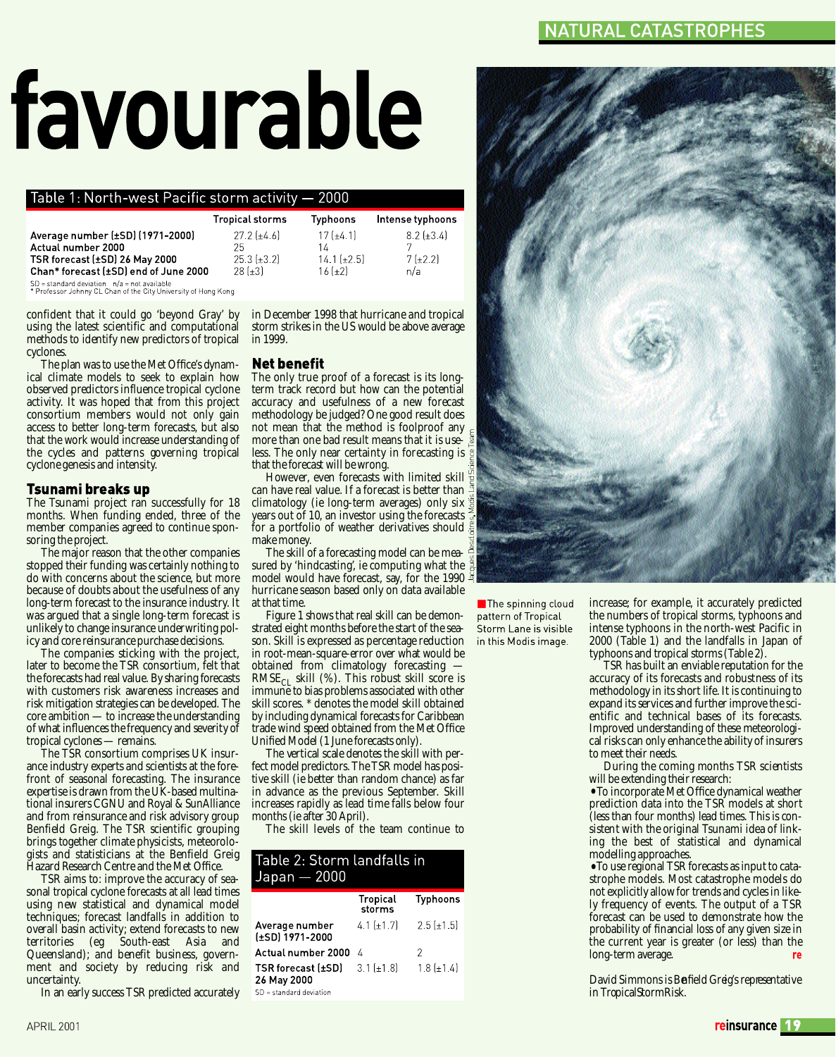# favourable

## Table 1: North-west Pacific storm activity — 2000

| | Tropical storms | Typhoons | Intense typhoons |
|---|---|---|---|
| Average number (±SD) (1971-2000) | 27.2 (±4.6) | 17 (±4.1) | 8.2 (±3.4) |
| Actual number 2000 | 25 | 14 | 7 |
| TSR forecast (±SD) 26 May 2000 | 25.3 (±3.2) | 14.1 (±2.5) | 7 (±2.2) |
| Chan* forecast (±SD) end of June 2000 | 28 (±3) | 16 (±2) | n/a |

SD = standard deviation n/a = not available
* Professor Johnny CL Chan of the City University of Hong Kong

confident that it could go 'beyond Gray' by using the latest scientific and computational methods to identify new predictors of tropical cyclones.

The plan was to use the Met Office's dynamical climate models to seek to explain how observed predictors influence tropical cyclone activity. It was hoped that from this project consortium members would not only gain access to better long-term forecasts, but also that the work would increase understanding of the cycles and patterns governing tropical cyclone genesis and intensity.

### Tsunami breaks up

The Tsunami project ran successfully for 18 months. When funding ended, three of the member companies agreed to continue sponsoring the project.

The major reason that the other companies stopped their funding was certainly nothing to do with concerns about the science, but more because of doubts about the usefulness of any long-term forecast to the insurance industry. It was argued that a single long-term forecast is unlikely to change insurance underwriting policy and core reinsurance purchase decisions.

The companies sticking with the project, later to become the TSR consortium, felt that the forecasts had real value. By sharing forecasts with customers risk awareness increases and risk mitigation strategies can be developed. The core ambition — to increase the understanding of what influences the frequency and severity of tropical cyclones — remains.

The TSR consortium comprises UK insurance industry experts and scientists at the forefront of seasonal forecasting. The insurance expertise is drawn from the UK-based multinational insurers CGNU and Royal & SunAlliance and from reinsurance and risk advisory group Benfield Greig. The TSR scientific grouping brings together climate physicists, meteorologists and statisticians at the Benfield Greig Hazard Research Centre and the Met Office.

TSR aims to: improve the accuracy of seasonal tropical cyclone forecasts at all lead times using new statistical and dynamical model techniques; forecast landfalls in addition to overall basin activity; extend forecasts to new territories (eg South-east Asia and Queensland); and benefit business, government and society by reducing risk and uncertainty.

In an early success TSR predicted accurately in December 1998 that hurricane and tropical storm strikes in the US would be above average in 1999.

### Net benefit

The only true proof of a forecast is its long-term track record but how can the potential accuracy and usefulness of a new forecast methodology be judged? One good result does not mean that the method is foolproof any more than one bad result means that it is useless. The only near certainty in forecasting is that the forecast will be wrong.

However, even forecasts with limited skill can have real value. If a forecast is better than climatology (ie long-term averages) only six years out of 10, an investor using the forecasts for a portfolio of weather derivatives should make money.

The skill of a forecasting model can be measured by 'hindcasting', ie computing what the model would have forecast, say, for the 1990 hurricane season based only on data available at that time.

Figure 1 shows that real skill can be demonstrated eight months before the start of the season. Skill is expressed as percentage reduction in root-mean-square-error over what would be obtained from climatology forecasting — $RMSE_{CL}$ skill (%). This robust skill score is immune to bias problems associated with other skill scores. * denotes the model skill obtained by including dynamical forecasts for Caribbean trade wind speed obtained from the Met Office Unified Model (1 June forecasts only).

The vertical scale denotes the skill with perfect model predictors. The TSR model has positive skill (ie better than random chance) as far in advance as the previous September. Skill increases rapidly as lead time falls below four months (ie after 30 April).

The skill levels of the team continue to increase; for example, it accurately predicted the numbers of tropical storms, typhoons and intense typhoons in the north-west Pacific in 2000 (Table 1) and the landfalls in Japan of typhoons and tropical storms (Table 2).

## Table 2: Storm landfalls in Japan — 2000

| | Tropical storms | Typhoons |
|---|---|---|
| Average number (±SD) 1971-2000 | 4.1 (±1.7) | 2.5 (±1.5) |
| Actual number 2000 | 4 | 2 |
| TSR forecast (±SD) 26 May 2000 | 3.1 (±1.8) | 1.8 (±1.4) |

SD = standard deviation

Jacques Descloitres, Modis Land Science Team

The spinning cloud pattern of Tropical Storm Lane is visible in this Modis image.

TSR has built an enviable reputation for the accuracy of its forecasts and robustness of its methodology in its short life. It is continuing to expand its services and further improve the scientific and technical bases of its forecasts. Improved understanding of these meteorological risks can only enhance the ability of insurers to meet their needs.

During the coming months TSR scientists will be extending their research:

- To incorporate Met Office dynamical weather prediction data into the TSR models at short (less than four months) lead times. This is consistent with the original Tsunami idea of linking the best of statistical and dynamical modelling approaches.
- To use regional TSR forecasts as input to catastrophe models. Most catastrophe models do not explicitly allow for trends and cycles in likely frequency of events. The output of a TSR forecast can be used to demonstrate how the probability of financial loss of any given size in the current year is greater (or less) than the long-term average. **re**

*David Simmons is Benfield Greig's representative in TropicalStormRisk.*